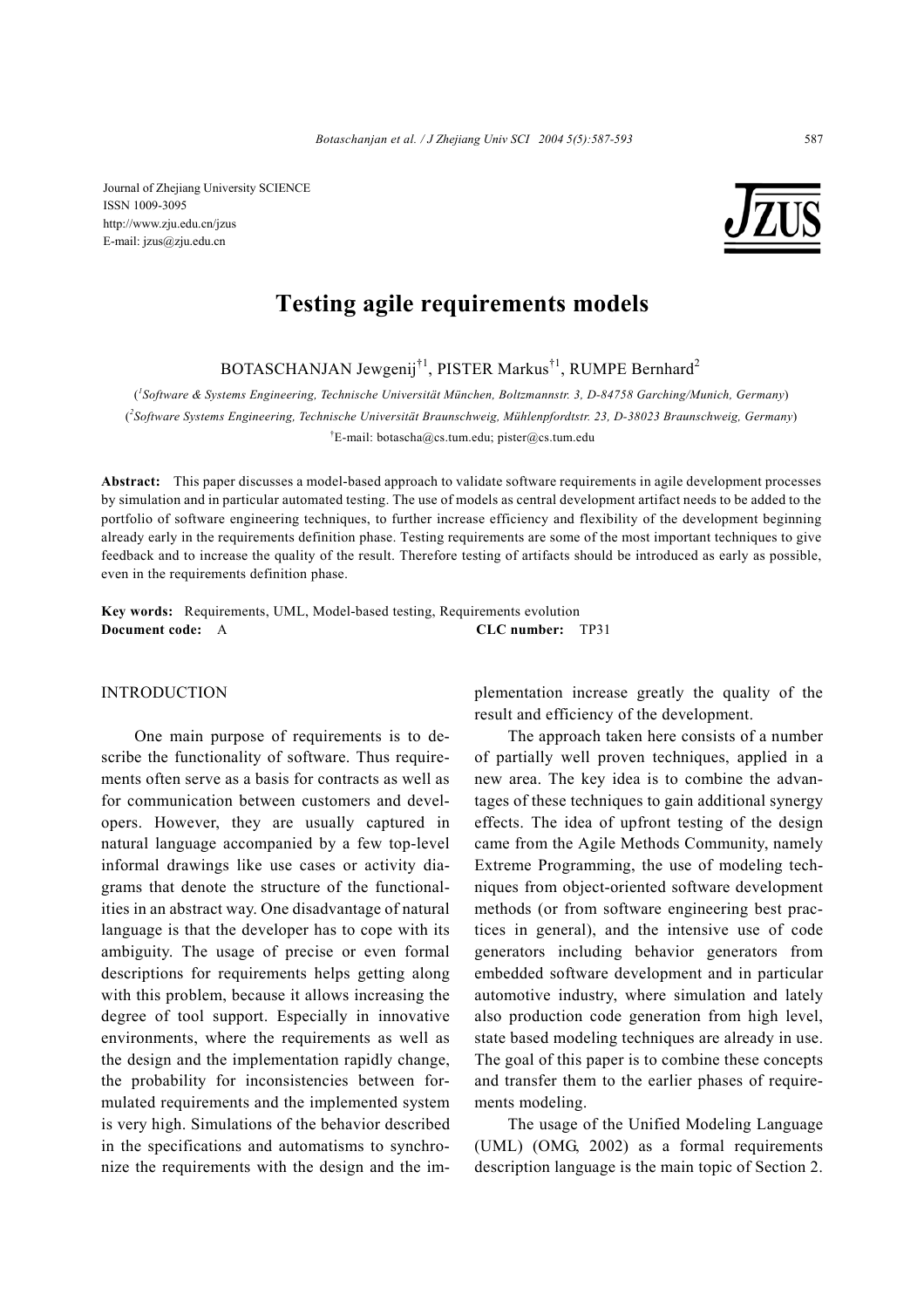Journal of Zhejiang University SCIENCE
ISSN 1009-3095
http://www.zju.edu.cn/jzus
E-mail: jzus@zju.edu.cn

# Testing agile requirements models

BOTASCHANJAN Jewgenij[†1], PISTER Markus[†1], RUMPE Bernhard[2]

([1]*Software & Systems Engineering, Technische Universität München, Boltzmannstr. 3, D-84758 Garching/Munich, Germany*)

([2]*Software Systems Engineering, Technische Universität Braunschweig, Mühlenpfordtstr. 23, D-38023 Braunschweig, Germany*)

[†]E-mail: botascha@cs.tum.edu; pister@cs.tum.edu

**Abstract:** This paper discusses a model-based approach to validate software requirements in agile development processes by simulation and in particular automated testing. The use of models as central development artifact needs to be added to the portfolio of software engineering techniques, to further increase efficiency and flexibility of the development beginning already early in the requirements definition phase. Testing requirements are some of the most important techniques to give feedback and to increase the quality of the result. Therefore testing of artifacts should be introduced as early as possible, even in the requirements definition phase.

**Key words:** Requirements, UML, Model-based testing, Requirements evolution
**Document code:** A **CLC number:** TP31

## INTRODUCTION

One main purpose of requirements is to describe the functionality of software. Thus requirements often serve as a basis for contracts as well as for communication between customers and developers. However, they are usually captured in natural language accompanied by a few top-level informal drawings like use cases or activity diagrams that denote the structure of the functionalities in an abstract way. One disadvantage of natural language is that the developer has to cope with its ambiguity. The usage of precise or even formal descriptions for requirements helps getting along with this problem, because it allows increasing the degree of tool support. Especially in innovative environments, where the requirements as well as the design and the implementation rapidly change, the probability for inconsistencies between formulated requirements and the implemented system is very high. Simulations of the behavior described in the specifications and automatisms to synchronize the requirements with the design and the implementation increase greatly the quality of the result and efficiency of the development.

The approach taken here consists of a number of partially well proven techniques, applied in a new area. The key idea is to combine the advantages of these techniques to gain additional synergy effects. The idea of upfront testing of the design came from the Agile Methods Community, namely Extreme Programming, the use of modeling techniques from object-oriented software development methods (or from software engineering best practices in general), and the intensive use of code generators including behavior generators from embedded software development and in particular automotive industry, where simulation and lately also production code generation from high level, state based modeling techniques are already in use. The goal of this paper is to combine these concepts and transfer them to the earlier phases of requirements modeling.

The usage of the Unified Modeling Language (UML) (OMG, 2002) as a formal requirements description language is the main topic of Section 2.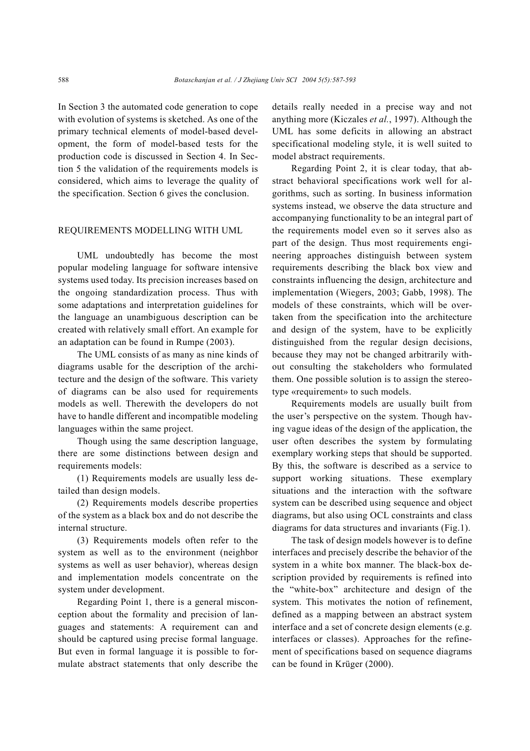In Section 3 the automated code generation to cope with evolution of systems is sketched. As one of the primary technical elements of model-based development, the form of model-based tests for the production code is discussed in Section 4. In Section 5 the validation of the requirements models is considered, which aims to leverage the quality of the specification. Section 6 gives the conclusion.

## REQUIREMENTS MODELLING WITH UML

UML undoubtedly has become the most popular modeling language for software intensive systems used today. Its precision increases based on the ongoing standardization process. Thus with some adaptations and interpretation guidelines for the language an unambiguous description can be created with relatively small effort. An example for an adaptation can be found in Rumpe (2003).

The UML consists of as many as nine kinds of diagrams usable for the description of the architecture and the design of the software. This variety of diagrams can be also used for requirements models as well. Therewith the developers do not have to handle different and incompatible modeling languages within the same project.

Though using the same description language, there are some distinctions between design and requirements models:

(1) Requirements models are usually less detailed than design models.

(2) Requirements models describe properties of the system as a black box and do not describe the internal structure.

(3) Requirements models often refer to the system as well as to the environment (neighbor systems as well as user behavior), whereas design and implementation models concentrate on the system under development.

Regarding Point 1, there is a general misconception about the formality and precision of languages and statements: A requirement can and should be captured using precise formal language. But even in formal language it is possible to formulate abstract statements that only describe the details really needed in a precise way and not anything more (Kiczales *et al.*, 1997). Although the UML has some deficits in allowing an abstract specificational modeling style, it is well suited to model abstract requirements.

Regarding Point 2, it is clear today, that abstract behavioral specifications work well for algorithms, such as sorting. In business information systems instead, we observe the data structure and accompanying functionality to be an integral part of the requirements model even so it serves also as part of the design. Thus most requirements engineering approaches distinguish between system requirements describing the black box view and constraints influencing the design, architecture and implementation (Wiegers, 2003; Gabb, 1998). The models of these constraints, which will be overtaken from the specification into the architecture and design of the system, have to be explicitly distinguished from the regular design decisions, because they may not be changed arbitrarily without consulting the stakeholders who formulated them. One possible solution is to assign the stereotype «requirement» to such models.

Requirements models are usually built from the user's perspective on the system. Though having vague ideas of the design of the application, the user often describes the system by formulating exemplary working steps that should be supported. By this, the software is described as a service to support working situations. These exemplary situations and the interaction with the software system can be described using sequence and object diagrams, but also using OCL constraints and class diagrams for data structures and invariants (Fig.1).

The task of design models however is to define interfaces and precisely describe the behavior of the system in a white box manner. The black-box description provided by requirements is refined into the "white-box" architecture and design of the system. This motivates the notion of refinement, defined as a mapping between an abstract system interface and a set of concrete design elements (e.g. interfaces or classes). Approaches for the refinement of specifications based on sequence diagrams can be found in Krüger (2000).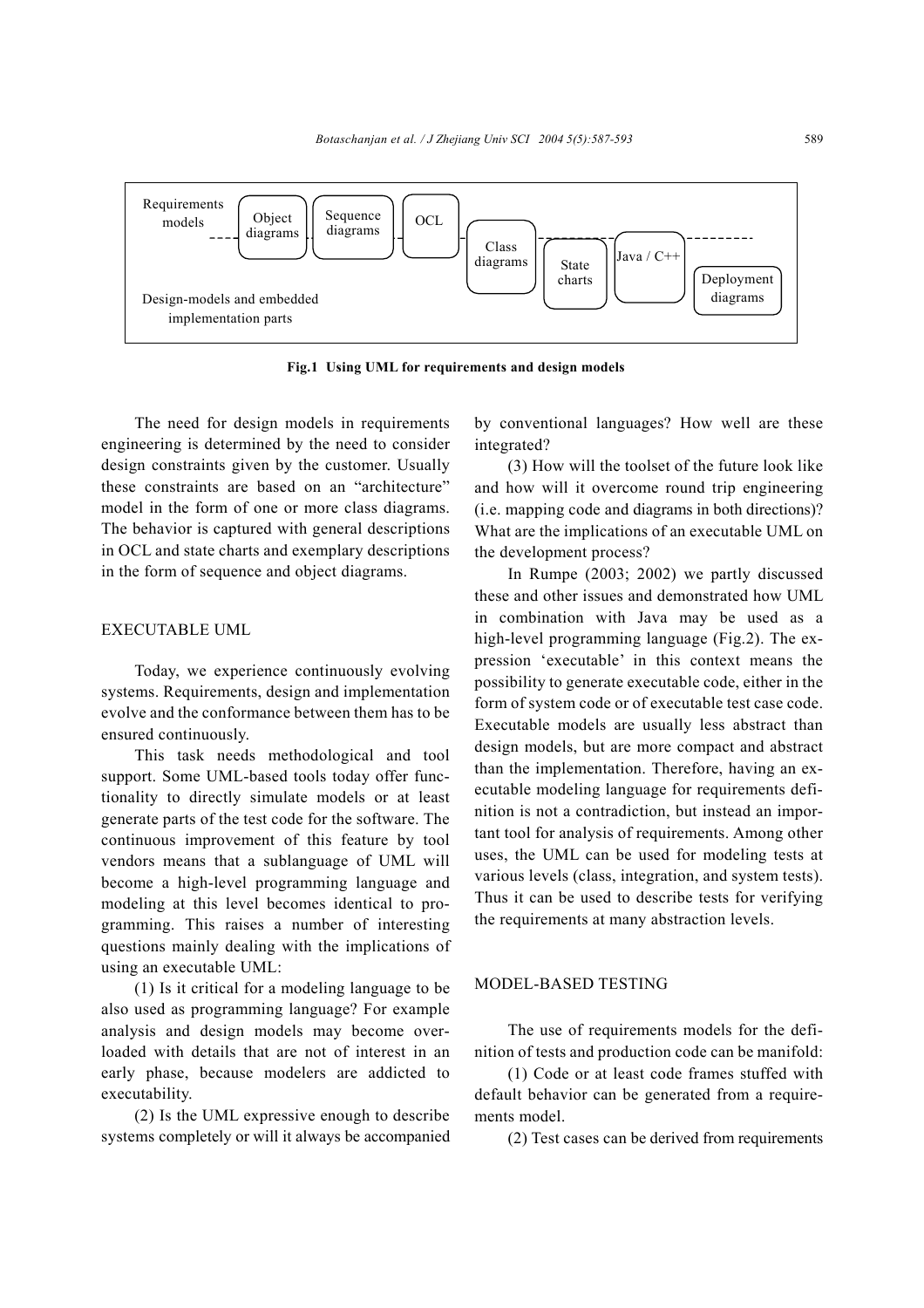Requirements models

Object diagrams

Sequence diagrams

OCL

Class diagrams

State charts

Java / C++

Deployment diagrams

Design-models and embedded implementation parts

**Fig.1 Using UML for requirements and design models**

The need for design models in requirements engineering is determined by the need to consider design constraints given by the customer. Usually these constraints are based on an "architecture" model in the form of one or more class diagrams. The behavior is captured with general descriptions in OCL and state charts and exemplary descriptions in the form of sequence and object diagrams.

## EXECUTABLE UML

Today, we experience continuously evolving systems. Requirements, design and implementation evolve and the conformance between them has to be ensured continuously.

This task needs methodological and tool support. Some UML-based tools today offer functionality to directly simulate models or at least generate parts of the test code for the software. The continuous improvement of this feature by tool vendors means that a sublanguage of UML will become a high-level programming language and modeling at this level becomes identical to programming. This raises a number of interesting questions mainly dealing with the implications of using an executable UML:

(1) Is it critical for a modeling language to be also used as programming language? For example analysis and design models may become overloaded with details that are not of interest in an early phase, because modelers are addicted to executability.

(2) Is the UML expressive enough to describe systems completely or will it always be accompanied by conventional languages? How well are these integrated?

(3) How will the toolset of the future look like and how will it overcome round trip engineering (i.e. mapping code and diagrams in both directions)? What are the implications of an executable UML on the development process?

In Rumpe (2003; 2002) we partly discussed these and other issues and demonstrated how UML in combination with Java may be used as a high-level programming language (Fig.2). The expression 'executable' in this context means the possibility to generate executable code, either in the form of system code or of executable test case code. Executable models are usually less abstract than design models, but are more compact and abstract than the implementation. Therefore, having an executable modeling language for requirements definition is not a contradiction, but instead an important tool for analysis of requirements. Among other uses, the UML can be used for modeling tests at various levels (class, integration, and system tests). Thus it can be used to describe tests for verifying the requirements at many abstraction levels.

## MODEL-BASED TESTING

The use of requirements models for the definition of tests and production code can be manifold:

(1) Code or at least code frames stuffed with default behavior can be generated from a requirements model.

(2) Test cases can be derived from requirements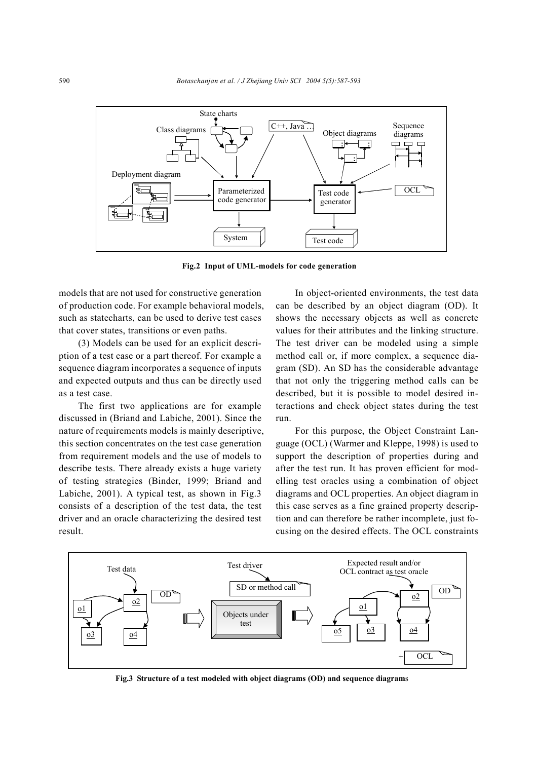Fig.2 Input of UML-models for code generation

models that are not used for constructive generation of production code. For example behavioral models, such as statecharts, can be used to derive test cases that cover states, transitions or even paths.

(3) Models can be used for an explicit description of a test case or a part thereof. For example a sequence diagram incorporates a sequence of inputs and expected outputs and thus can be directly used as a test case.

The first two applications are for example discussed in (Briand and Labiche, 2001). Since the nature of requirements models is mainly descriptive, this section concentrates on the test case generation from requirement models and the use of models to describe tests. There already exists a huge variety of testing strategies (Binder, 1999; Briand and Labiche, 2001). A typical test, as shown in Fig.3 consists of a description of the test data, the test driver and an oracle characterizing the desired test result.

In object-oriented environments, the test data can be described by an object diagram (OD). It shows the necessary objects as well as concrete values for their attributes and the linking structure. The test driver can be modeled using a simple method call or, if more complex, a sequence diagram (SD). An SD has the considerable advantage that not only the triggering method calls can be described, but it is possible to model desired interactions and check object states during the test run.

For this purpose, the Object Constraint Language (OCL) (Warmer and Kleppe, 1998) is used to support the description of properties during and after the test run. It has proven efficient for modelling test oracles using a combination of object diagrams and OCL properties. An object diagram in this case serves as a fine grained property description and can therefore be rather incomplete, just focusing on the desired effects. The OCL constraints

Fig.3 Structure of a test modeled with object diagrams (OD) and sequence diagrams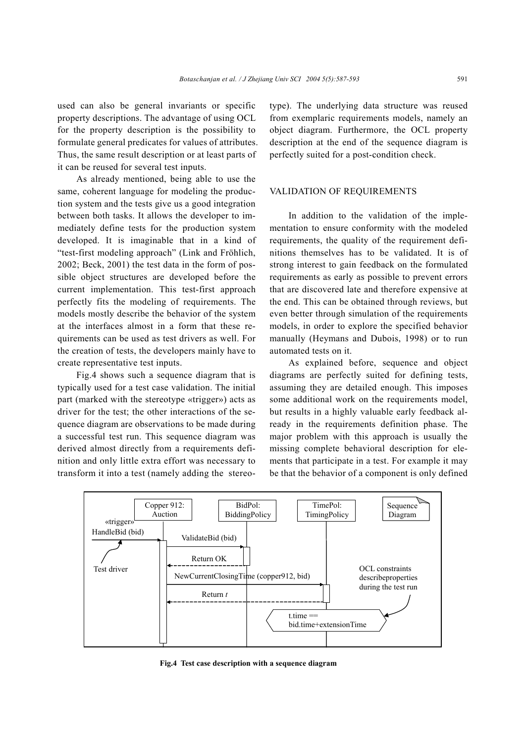used can also be general invariants or specific property descriptions. The advantage of using OCL for the property description is the possibility to formulate general predicates for values of attributes. Thus, the same result description or at least parts of it can be reused for several test inputs.

As already mentioned, being able to use the same, coherent language for modeling the production system and the tests give us a good integration between both tasks. It allows the developer to immediately define tests for the production system developed. It is imaginable that in a kind of "test-first modeling approach" (Link and Fröhlich, 2002; Beck, 2001) the test data in the form of possible object structures are developed before the current implementation. This test-first approach perfectly fits the modeling of requirements. The models mostly describe the behavior of the system at the interfaces almost in a form that these requirements can be used as test drivers as well. For the creation of tests, the developers mainly have to create representative test inputs.

Fig.4 shows such a sequence diagram that is typically used for a test case validation. The initial part (marked with the stereotype «trigger») acts as driver for the test; the other interactions of the sequence diagram are observations to be made during a successful test run. This sequence diagram was derived almost directly from a requirements definition and only little extra effort was necessary to transform it into a test (namely adding the stereotype). The underlying data structure was reused from exemplaric requirements models, namely an object diagram. Furthermore, the OCL property description at the end of the sequence diagram is perfectly suited for a post-condition check.

## VALIDATION OF REQUIREMENTS

In addition to the validation of the implementation to ensure conformity with the modeled requirements, the quality of the requirement definitions themselves has to be validated. It is of strong interest to gain feedback on the formulated requirements as early as possible to prevent errors that are discovered late and therefore expensive at the end. This can be obtained through reviews, but even better through simulation of the requirements models, in order to explore the specified behavior manually (Heymans and Dubois, 1998) or to run automated tests on it.

As explained before, sequence and object diagrams are perfectly suited for defining tests, assuming they are detailed enough. This imposes some additional work on the requirements model, but results in a highly valuable early feedback already in the requirements definition phase. The major problem with this approach is usually the missing complete behavioral description for elements that participate in a test. For example it may be that the behavior of a component is only defined

Copper 912: Auction
BidPol: BiddingPolicy
TimePol: TimingPolicy
Sequence Diagram
«trigger»
HandleBid (bid)
Test driver
ValidateBid (bid)
Return OK
NewCurrentClosingTime (copper912, bid)
Return *t*
OCL constraints describeproperties during the test run
t.time == bid.time+extensionTime

**Fig.4 Test case description with a sequence diagram**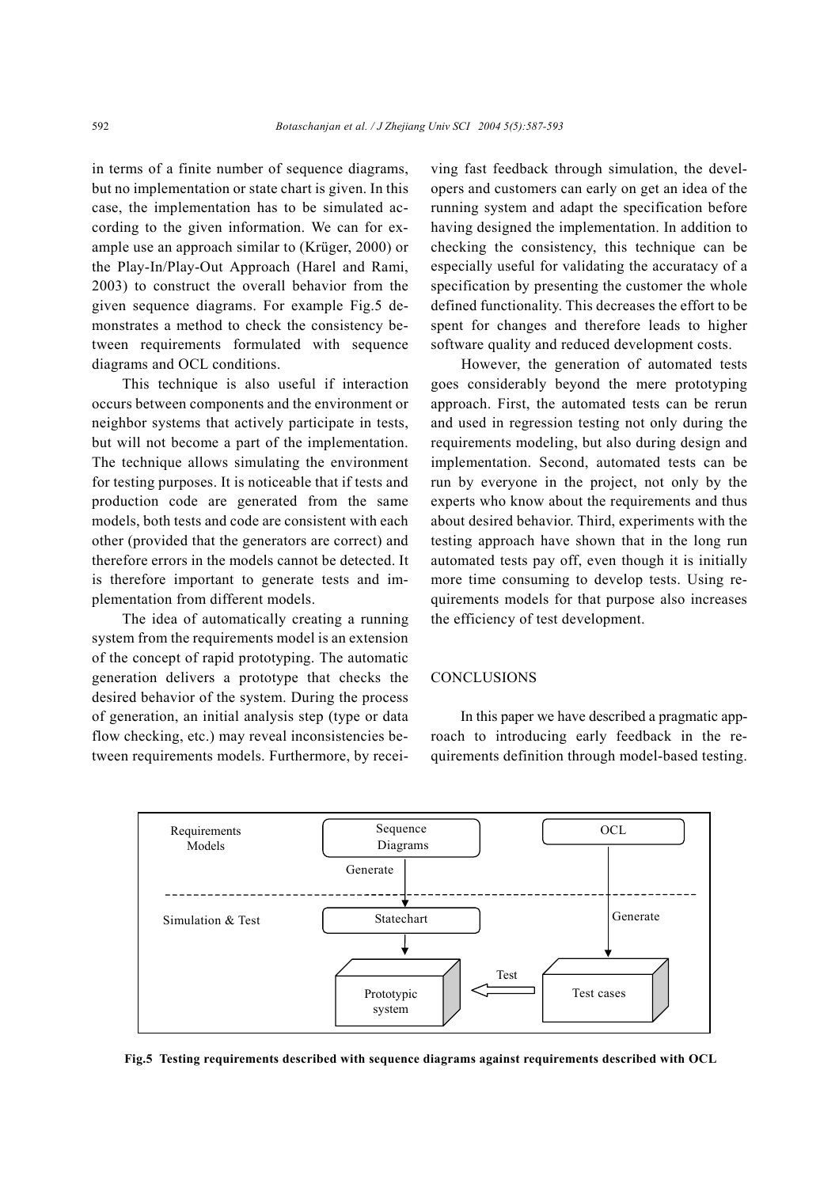in terms of a finite number of sequence diagrams, but no implementation or state chart is given. In this case, the implementation has to be simulated according to the given information. We can for example use an approach similar to (Krüger, 2000) or the Play-In/Play-Out Approach (Harel and Rami, 2003) to construct the overall behavior from the given sequence diagrams. For example Fig.5 demonstrates a method to check the consistency between requirements formulated with sequence diagrams and OCL conditions.

This technique is also useful if interaction occurs between components and the environment or neighbor systems that actively participate in tests, but will not become a part of the implementation. The technique allows simulating the environment for testing purposes. It is noticeable that if tests and production code are generated from the same models, both tests and code are consistent with each other (provided that the generators are correct) and therefore errors in the models cannot be detected. It is therefore important to generate tests and implementation from different models.

The idea of automatically creating a running system from the requirements model is an extension of the concept of rapid prototyping. The automatic generation delivers a prototype that checks the desired behavior of the system. During the process of generation, an initial analysis step (type or data flow checking, etc.) may reveal inconsistencies between requirements models. Furthermore, by receiving fast feedback through simulation, the developers and customers can early on get an idea of the running system and adapt the specification before having designed the implementation. In addition to checking the consistency, this technique can be especially useful for validating the accuratacy of a specification by presenting the customer the whole defined functionality. This decreases the effort to be spent for changes and therefore leads to higher software quality and reduced development costs.

However, the generation of automated tests goes considerably beyond the mere prototyping approach. First, the automated tests can be rerun and used in regression testing not only during the requirements modeling, but also during design and implementation. Second, automated tests can be run by everyone in the project, not only by the experts who know about the requirements and thus about desired behavior. Third, experiments with the testing approach have shown that in the long run automated tests pay off, even though it is initially more time consuming to develop tests. Using requirements models for that purpose also increases the efficiency of test development.

## CONCLUSIONS

In this paper we have described a pragmatic approach to introducing early feedback in the requirements definition through model-based testing.

Requirements Models
Sequence Diagrams
OCL
Generate
Simulation & Test
Statechart
Generate
Test
Prototypic system
Test cases

**Fig.5 Testing requirements described with sequence diagrams against requirements described with OCL**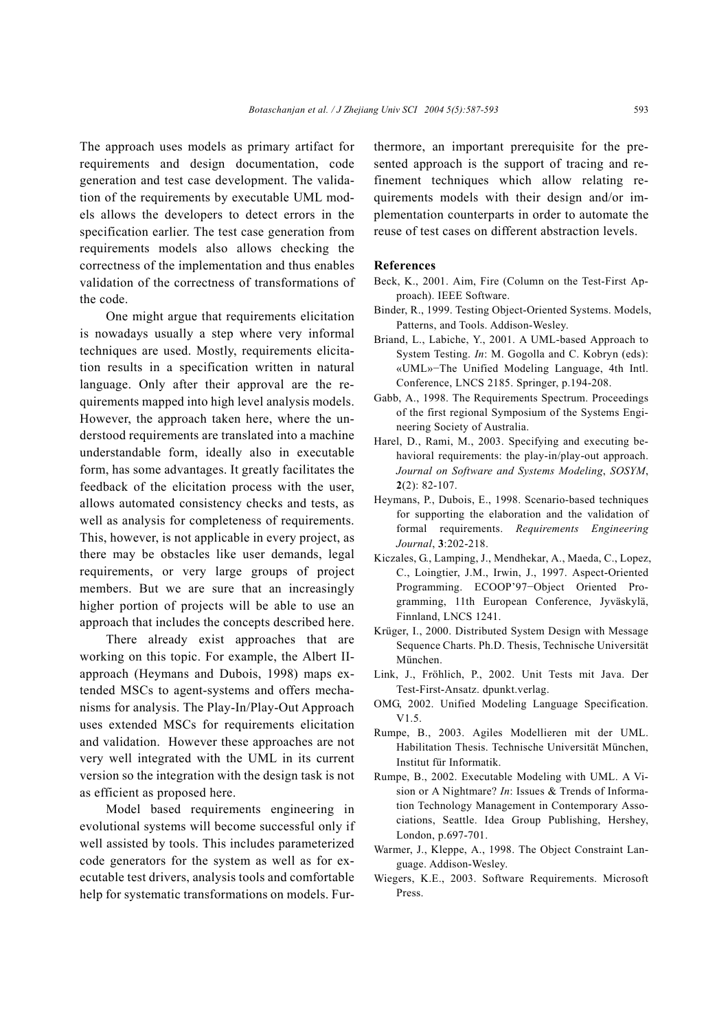The approach uses models as primary artifact for requirements and design documentation, code generation and test case development. The validation of the requirements by executable UML models allows the developers to detect errors in the specification earlier. The test case generation from requirements models also allows checking the correctness of the implementation and thus enables validation of the correctness of transformations of the code.

One might argue that requirements elicitation is nowadays usually a step where very informal techniques are used. Mostly, requirements elicitation results in a specification written in natural language. Only after their approval are the requirements mapped into high level analysis models. However, the approach taken here, where the understood requirements are translated into a machine understandable form, ideally also in executable form, has some advantages. It greatly facilitates the feedback of the elicitation process with the user, allows automated consistency checks and tests, as well as analysis for completeness of requirements. This, however, is not applicable in every project, as there may be obstacles like user demands, legal requirements, or very large groups of project members. But we are sure that an increasingly higher portion of projects will be able to use an approach that includes the concepts described here.

There already exist approaches that are working on this topic. For example, the Albert II-approach (Heymans and Dubois, 1998) maps extended MSCs to agent-systems and offers mechanisms for analysis. The Play-In/Play-Out Approach uses extended MSCs for requirements elicitation and validation. However these approaches are not very well integrated with the UML in its current version so the integration with the design task is not as efficient as proposed here.

Model based requirements engineering in evolutional systems will become successful only if well assisted by tools. This includes parameterized code generators for the system as well as for executable test drivers, analysis tools and comfortable help for systematic transformations on models. Furthermore, an important prerequisite for the presented approach is the support of tracing and refinement techniques which allow relating requirements models with their design and/or implementation counterparts in order to automate the reuse of test cases on different abstraction levels.

## References

Beck, K., 2001. Aim, Fire (Column on the Test-First Approach). IEEE Software.

Binder, R., 1999. Testing Object-Oriented Systems. Models, Patterns, and Tools. Addison-Wesley.

Briand, L., Labiche, Y., 2001. A UML-based Approach to System Testing. *In*: M. Gogolla and C. Kobryn (eds): «UML»−The Unified Modeling Language, 4th Intl. Conference, LNCS 2185. Springer, p.194-208.

Gabb, A., 1998. The Requirements Spectrum. Proceedings of the first regional Symposium of the Systems Engineering Society of Australia.

Harel, D., Rami, M., 2003. Specifying and executing behavioral requirements: the play-in/play-out approach. *Journal on Software and Systems Modeling*, *SOSYM*, **2**(2): 82-107.

Heymans, P., Dubois, E., 1998. Scenario-based techniques for supporting the elaboration and the validation of formal requirements. *Requirements Engineering Journal*, **3**:202-218.

Kiczales, G., Lamping, J., Mendhekar, A., Maeda, C., Lopez, C., Loingtier, J.M., Irwin, J., 1997. Aspect-Oriented Programming. ECOOP'97−Object Oriented Programming, 11th European Conference, Jyväskylä, Finnland, LNCS 1241.

Krüger, I., 2000. Distributed System Design with Message Sequence Charts. Ph.D. Thesis, Technische Universität München.

Link, J., Fröhlich, P., 2002. Unit Tests mit Java. Der Test-First-Ansatz. dpunkt.verlag.

OMG, 2002. Unified Modeling Language Specification. V1.5.

Rumpe, B., 2003. Agiles Modellieren mit der UML. Habilitation Thesis. Technische Universität München, Institut für Informatik.

Rumpe, B., 2002. Executable Modeling with UML. A Vision or A Nightmare? *In*: Issues & Trends of Information Technology Management in Contemporary Associations, Seattle. Idea Group Publishing, Hershey, London, p.697-701.

Warmer, J., Kleppe, A., 1998. The Object Constraint Language. Addison-Wesley.

Wiegers, K.E., 2003. Software Requirements. Microsoft Press.